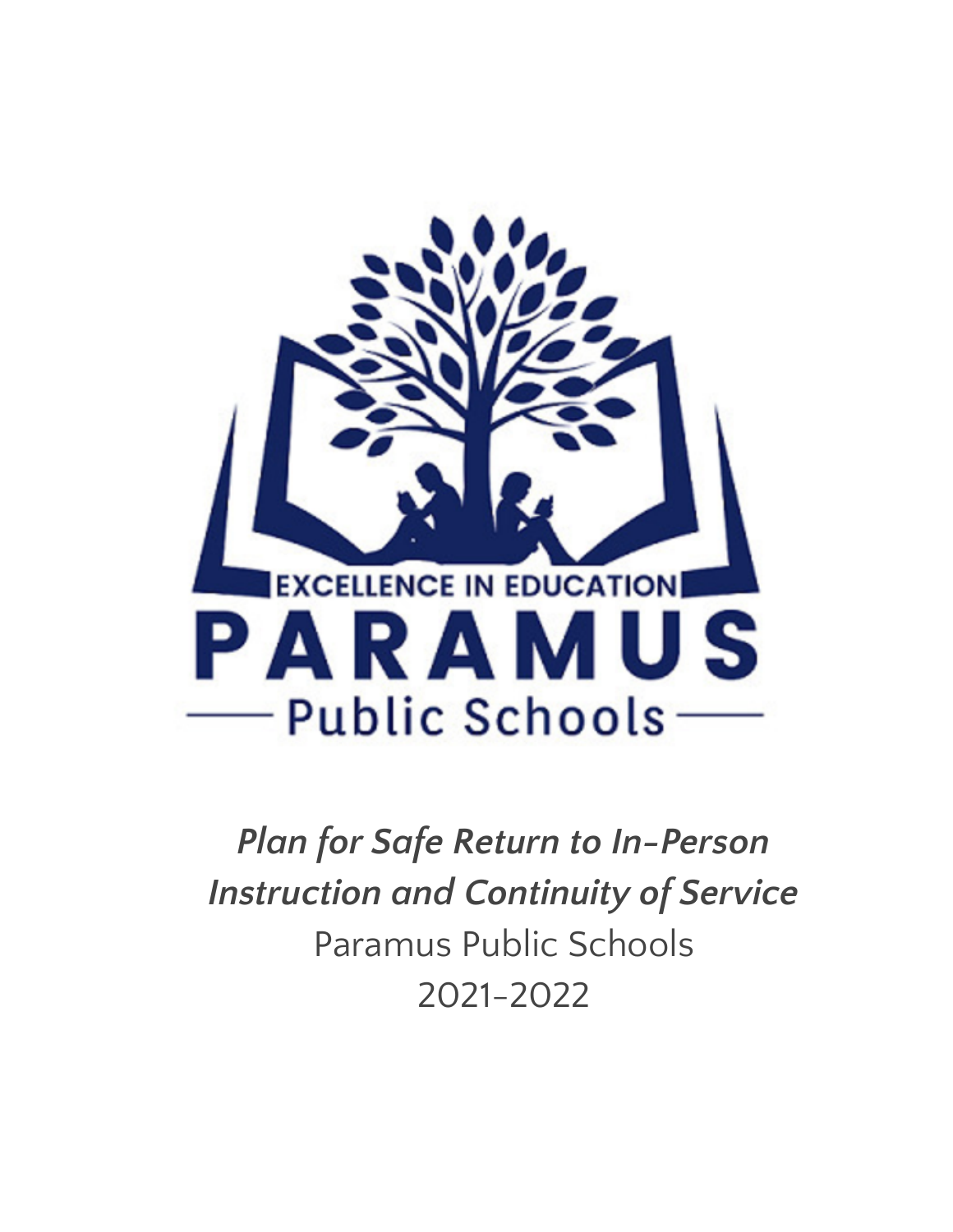EXCELLENCE IN EDUCATION

PARAMUS

Public Schools

***Plan for Safe Return to In-Person Instruction and Continuity of Service***

Paramus Public Schools

2021-2022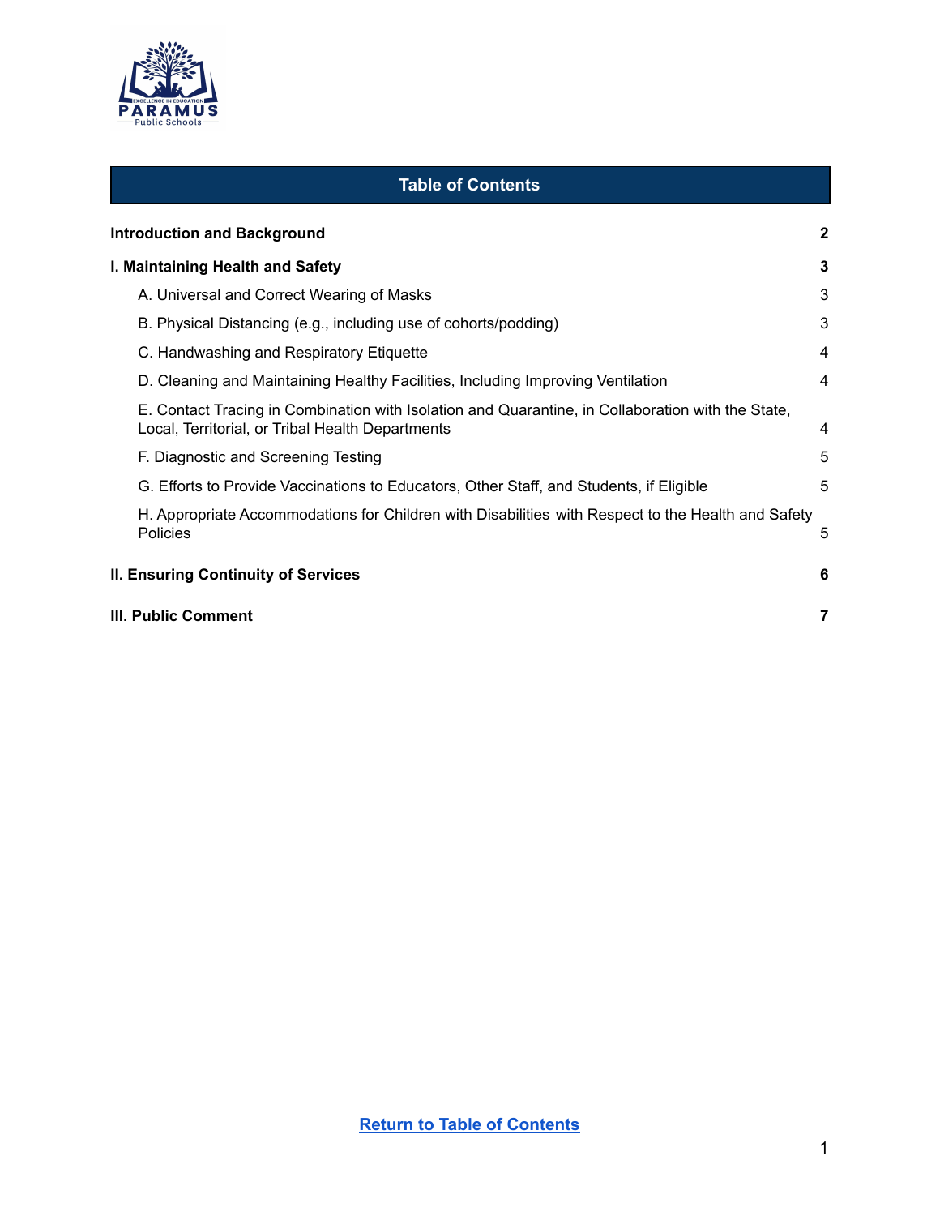## Table of Contents

| | |
|---|---|
| **Introduction and Background** | **2** |
| **I. Maintaining Health and Safety** | **3** |
| A. Universal and Correct Wearing of Masks | 3 |
| B. Physical Distancing (e.g., including use of cohorts/podding) | 3 |
| C. Handwashing and Respiratory Etiquette | 4 |
| D. Cleaning and Maintaining Healthy Facilities, Including Improving Ventilation | 4 |
| E. Contact Tracing in Combination with Isolation and Quarantine, in Collaboration with the State, Local, Territorial, or Tribal Health Departments | 4 |
| F. Diagnostic and Screening Testing | 5 |
| G. Efforts to Provide Vaccinations to Educators, Other Staff, and Students, if Eligible | 5 |
| H. Appropriate Accommodations for Children with Disabilities with Respect to the Health and Safety Policies | 5 |
| **II. Ensuring Continuity of Services** | **6** |
| **III. Public Comment** | **7** |

Return to Table of Contents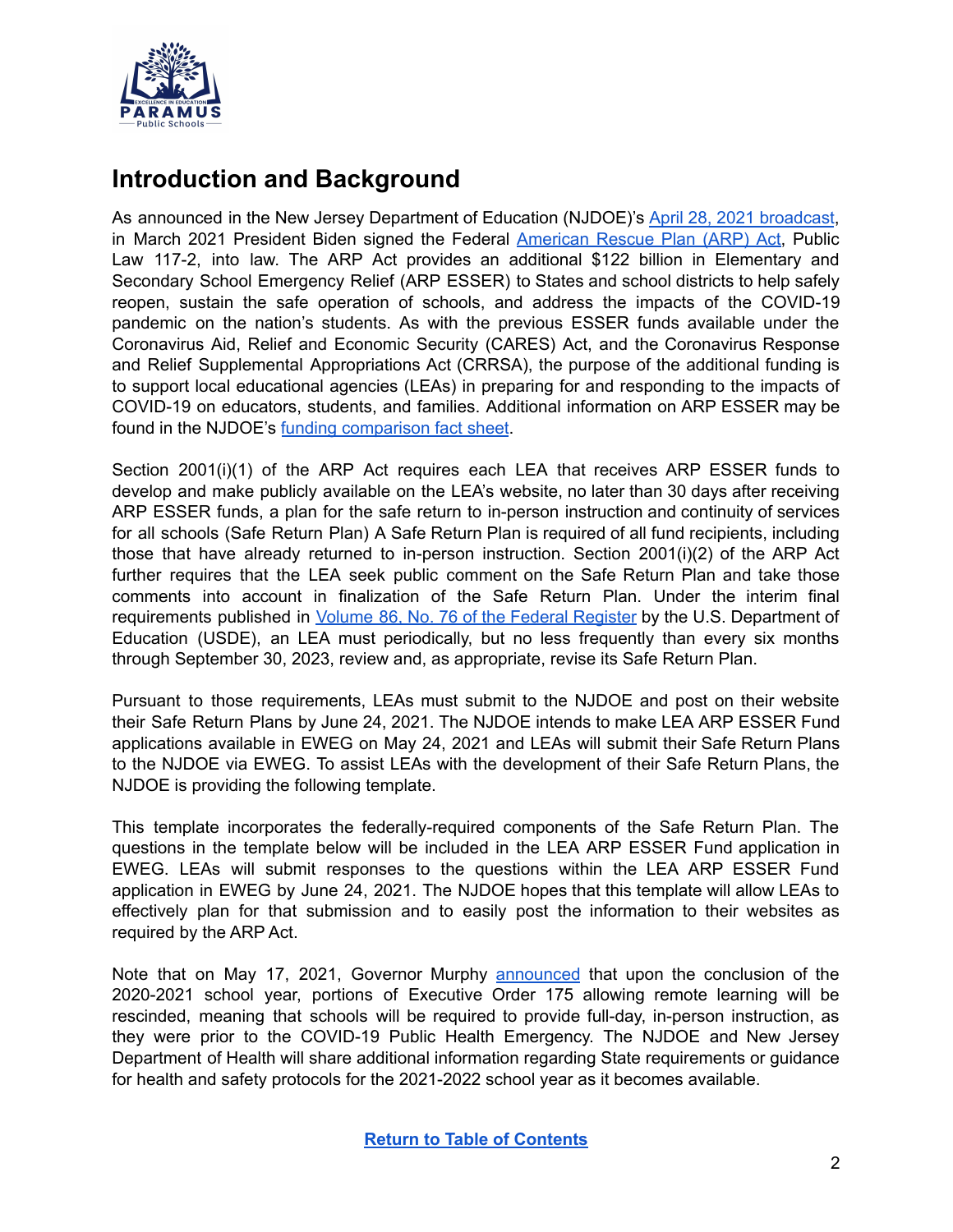## Introduction and Background

As announced in the New Jersey Department of Education (NJDOE)'s April 28, 2021 broadcast, in March 2021 President Biden signed the Federal American Rescue Plan (ARP) Act, Public Law 117-2, into law. The ARP Act provides an additional $122 billion in Elementary and Secondary School Emergency Relief (ARP ESSER) to States and school districts to help safely reopen, sustain the safe operation of schools, and address the impacts of the COVID-19 pandemic on the nation's students. As with the previous ESSER funds available under the Coronavirus Aid, Relief and Economic Security (CARES) Act, and the Coronavirus Response and Relief Supplemental Appropriations Act (CRRSA), the purpose of the additional funding is to support local educational agencies (LEAs) in preparing for and responding to the impacts of COVID-19 on educators, students, and families. Additional information on ARP ESSER may be found in the NJDOE's funding comparison fact sheet.

Section 2001(i)(1) of the ARP Act requires each LEA that receives ARP ESSER funds to develop and make publicly available on the LEA's website, no later than 30 days after receiving ARP ESSER funds, a plan for the safe return to in-person instruction and continuity of services for all schools (Safe Return Plan) A Safe Return Plan is required of all fund recipients, including those that have already returned to in-person instruction. Section 2001(i)(2) of the ARP Act further requires that the LEA seek public comment on the Safe Return Plan and take those comments into account in finalization of the Safe Return Plan. Under the interim final requirements published in Volume 86, No. 76 of the Federal Register by the U.S. Department of Education (USDE), an LEA must periodically, but no less frequently than every six months through September 30, 2023, review and, as appropriate, revise its Safe Return Plan.

Pursuant to those requirements, LEAs must submit to the NJDOE and post on their website their Safe Return Plans by June 24, 2021. The NJDOE intends to make LEA ARP ESSER Fund applications available in EWEG on May 24, 2021 and LEAs will submit their Safe Return Plans to the NJDOE via EWEG. To assist LEAs with the development of their Safe Return Plans, the NJDOE is providing the following template.

This template incorporates the federally-required components of the Safe Return Plan. The questions in the template below will be included in the LEA ARP ESSER Fund application in EWEG. LEAs will submit responses to the questions within the LEA ARP ESSER Fund application in EWEG by June 24, 2021. The NJDOE hopes that this template will allow LEAs to effectively plan for that submission and to easily post the information to their websites as required by the ARP Act.

Note that on May 17, 2021, Governor Murphy announced that upon the conclusion of the 2020-2021 school year, portions of Executive Order 175 allowing remote learning will be rescinded, meaning that schools will be required to provide full-day, in-person instruction, as they were prior to the COVID-19 Public Health Emergency. The NJDOE and New Jersey Department of Health will share additional information regarding State requirements or guidance for health and safety protocols for the 2021-2022 school year as it becomes available.

**Return to Table of Contents**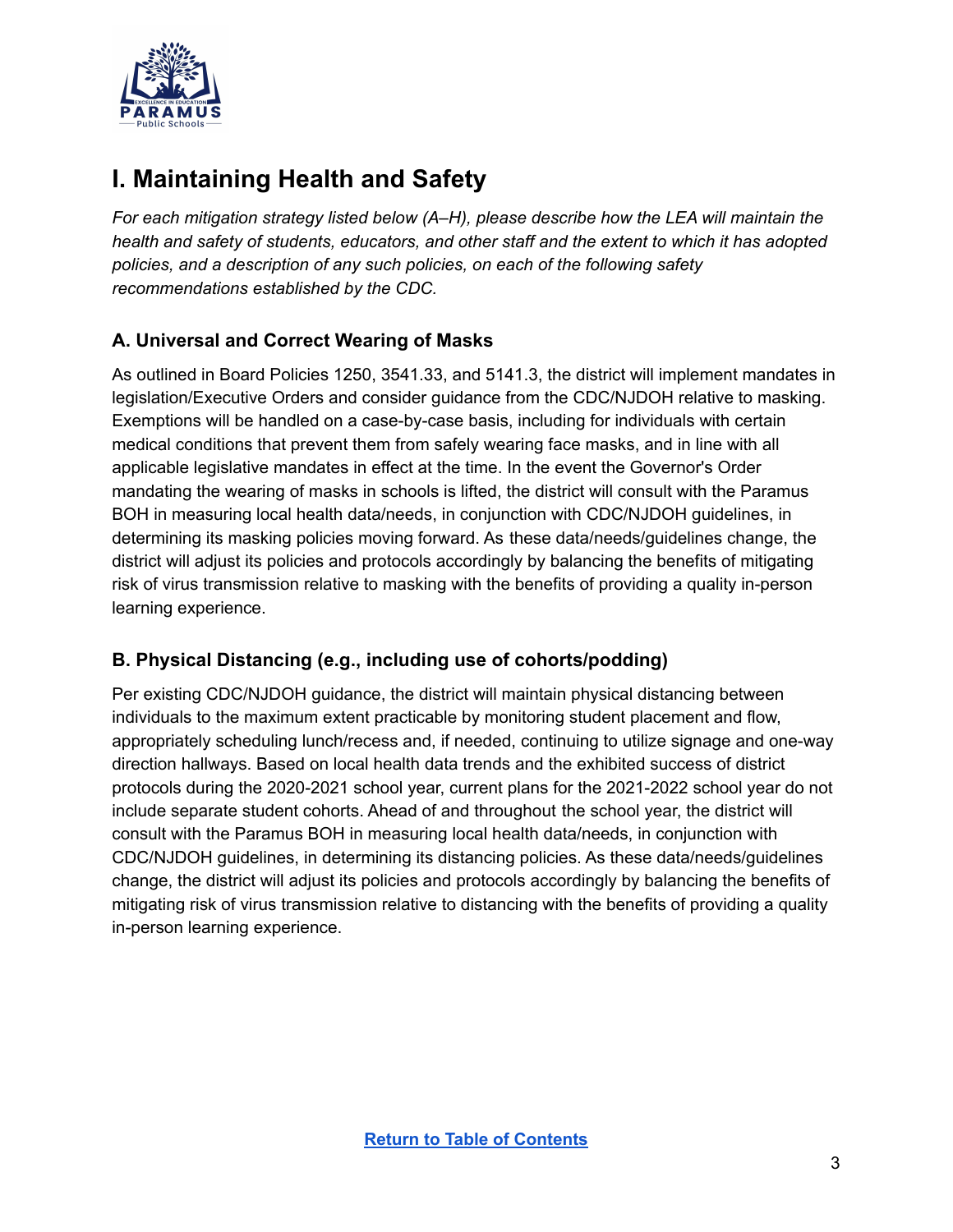# I. Maintaining Health and Safety

*For each mitigation strategy listed below (A–H), please describe how the LEA will maintain the health and safety of students, educators, and other staff and the extent to which it has adopted policies, and a description of any such policies, on each of the following safety recommendations established by the CDC.*

## A. Universal and Correct Wearing of Masks

As outlined in Board Policies 1250, 3541.33, and 5141.3, the district will implement mandates in legislation/Executive Orders and consider guidance from the CDC/NJDOH relative to masking. Exemptions will be handled on a case-by-case basis, including for individuals with certain medical conditions that prevent them from safely wearing face masks, and in line with all applicable legislative mandates in effect at the time. In the event the Governor's Order mandating the wearing of masks in schools is lifted, the district will consult with the Paramus BOH in measuring local health data/needs, in conjunction with CDC/NJDOH guidelines, in determining its masking policies moving forward. As these data/needs/guidelines change, the district will adjust its policies and protocols accordingly by balancing the benefits of mitigating risk of virus transmission relative to masking with the benefits of providing a quality in-person learning experience.

## B. Physical Distancing (e.g., including use of cohorts/podding)

Per existing CDC/NJDOH guidance, the district will maintain physical distancing between individuals to the maximum extent practicable by monitoring student placement and flow, appropriately scheduling lunch/recess and, if needed, continuing to utilize signage and one-way direction hallways. Based on local health data trends and the exhibited success of district protocols during the 2020-2021 school year, current plans for the 2021-2022 school year do not include separate student cohorts. Ahead of and throughout the school year, the district will consult with the Paramus BOH in measuring local health data/needs, in conjunction with CDC/NJDOH guidelines, in determining its distancing policies. As these data/needs/guidelines change, the district will adjust its policies and protocols accordingly by balancing the benefits of mitigating risk of virus transmission relative to distancing with the benefits of providing a quality in-person learning experience.

Return to Table of Contents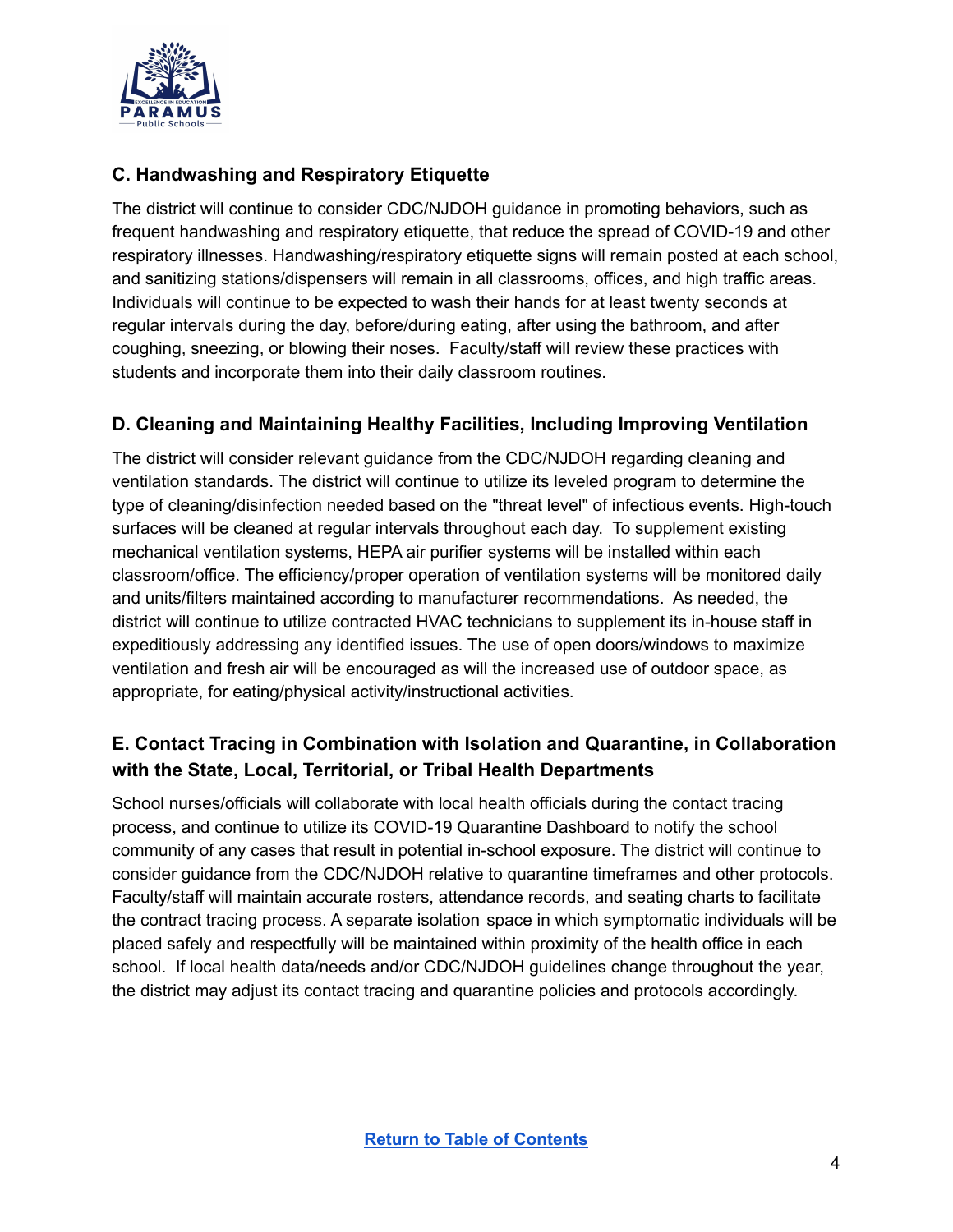### C. Handwashing and Respiratory Etiquette

The district will continue to consider CDC/NJDOH guidance in promoting behaviors, such as frequent handwashing and respiratory etiquette, that reduce the spread of COVID-19 and other respiratory illnesses. Handwashing/respiratory etiquette signs will remain posted at each school, and sanitizing stations/dispensers will remain in all classrooms, offices, and high traffic areas. Individuals will continue to be expected to wash their hands for at least twenty seconds at regular intervals during the day, before/during eating, after using the bathroom, and after coughing, sneezing, or blowing their noses. Faculty/staff will review these practices with students and incorporate them into their daily classroom routines.

### D. Cleaning and Maintaining Healthy Facilities, Including Improving Ventilation

The district will consider relevant guidance from the CDC/NJDOH regarding cleaning and ventilation standards. The district will continue to utilize its leveled program to determine the type of cleaning/disinfection needed based on the "threat level" of infectious events. High-touch surfaces will be cleaned at regular intervals throughout each day. To supplement existing mechanical ventilation systems, HEPA air purifier systems will be installed within each classroom/office. The efficiency/proper operation of ventilation systems will be monitored daily and units/filters maintained according to manufacturer recommendations. As needed, the district will continue to utilize contracted HVAC technicians to supplement its in-house staff in expeditiously addressing any identified issues. The use of open doors/windows to maximize ventilation and fresh air will be encouraged as will the increased use of outdoor space, as appropriate, for eating/physical activity/instructional activities.

### E. Contact Tracing in Combination with Isolation and Quarantine, in Collaboration with the State, Local, Territorial, or Tribal Health Departments

School nurses/officials will collaborate with local health officials during the contact tracing process, and continue to utilize its COVID-19 Quarantine Dashboard to notify the school community of any cases that result in potential in-school exposure. The district will continue to consider guidance from the CDC/NJDOH relative to quarantine timeframes and other protocols. Faculty/staff will maintain accurate rosters, attendance records, and seating charts to facilitate the contract tracing process. A separate isolation space in which symptomatic individuals will be placed safely and respectfully will be maintained within proximity of the health office in each school. If local health data/needs and/or CDC/NJDOH guidelines change throughout the year, the district may adjust its contact tracing and quarantine policies and protocols accordingly.

**Return to Table of Contents**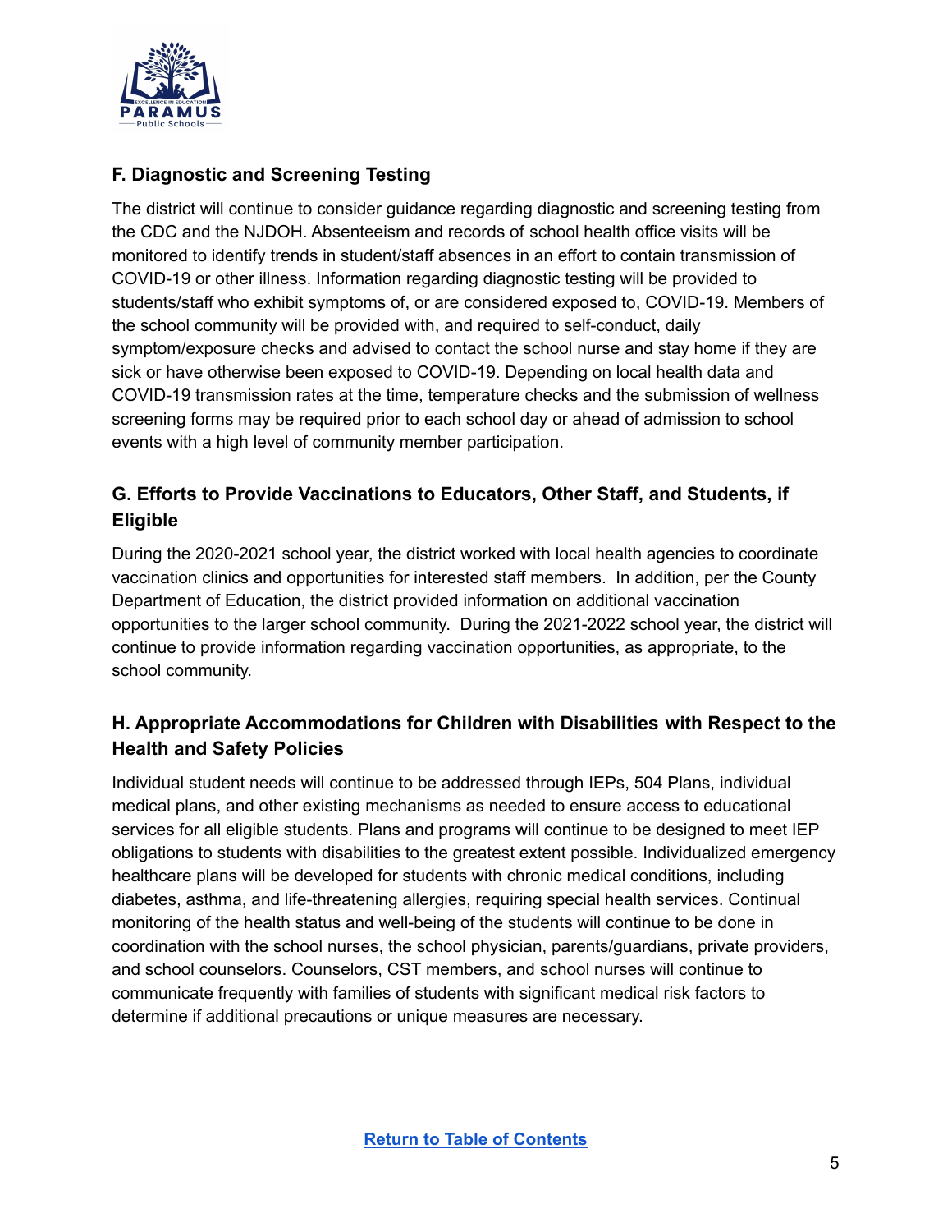## F. Diagnostic and Screening Testing

The district will continue to consider guidance regarding diagnostic and screening testing from the CDC and the NJDOH. Absenteeism and records of school health office visits will be monitored to identify trends in student/staff absences in an effort to contain transmission of COVID-19 or other illness. Information regarding diagnostic testing will be provided to students/staff who exhibit symptoms of, or are considered exposed to, COVID-19. Members of the school community will be provided with, and required to self-conduct, daily symptom/exposure checks and advised to contact the school nurse and stay home if they are sick or have otherwise been exposed to COVID-19. Depending on local health data and COVID-19 transmission rates at the time, temperature checks and the submission of wellness screening forms may be required prior to each school day or ahead of admission to school events with a high level of community member participation.

## G. Efforts to Provide Vaccinations to Educators, Other Staff, and Students, if Eligible

During the 2020-2021 school year, the district worked with local health agencies to coordinate vaccination clinics and opportunities for interested staff members. In addition, per the County Department of Education, the district provided information on additional vaccination opportunities to the larger school community. During the 2021-2022 school year, the district will continue to provide information regarding vaccination opportunities, as appropriate, to the school community.

## H. Appropriate Accommodations for Children with Disabilities with Respect to the Health and Safety Policies

Individual student needs will continue to be addressed through IEPs, 504 Plans, individual medical plans, and other existing mechanisms as needed to ensure access to educational services for all eligible students. Plans and programs will continue to be designed to meet IEP obligations to students with disabilities to the greatest extent possible. Individualized emergency healthcare plans will be developed for students with chronic medical conditions, including diabetes, asthma, and life-threatening allergies, requiring special health services. Continual monitoring of the health status and well-being of the students will continue to be done in coordination with the school nurses, the school physician, parents/guardians, private providers, and school counselors. Counselors, CST members, and school nurses will continue to communicate frequently with families of students with significant medical risk factors to determine if additional precautions or unique measures are necessary.

[Return to Table of Contents]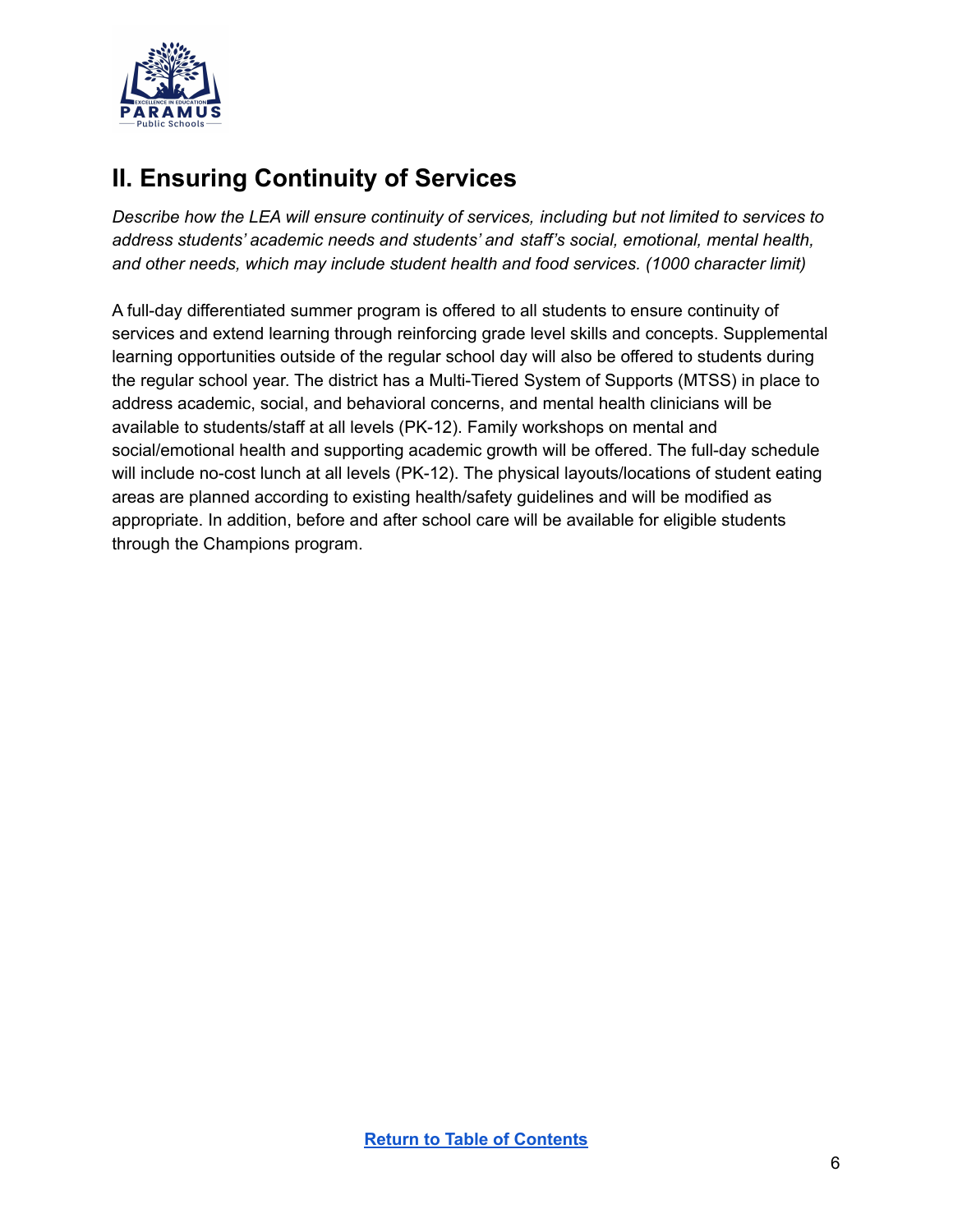## II. Ensuring Continuity of Services

*Describe how the LEA will ensure continuity of services, including but not limited to services to address students' academic needs and students' and staff's social, emotional, mental health, and other needs, which may include student health and food services. (1000 character limit)*

A full-day differentiated summer program is offered to all students to ensure continuity of services and extend learning through reinforcing grade level skills and concepts. Supplemental learning opportunities outside of the regular school day will also be offered to students during the regular school year. The district has a Multi-Tiered System of Supports (MTSS) in place to address academic, social, and behavioral concerns, and mental health clinicians will be available to students/staff at all levels (PK-12). Family workshops on mental and social/emotional health and supporting academic growth will be offered. The full-day schedule will include no-cost lunch at all levels (PK-12). The physical layouts/locations of student eating areas are planned according to existing health/safety guidelines and will be modified as appropriate. In addition, before and after school care will be available for eligible students through the Champions program.

**Return to Table of Contents**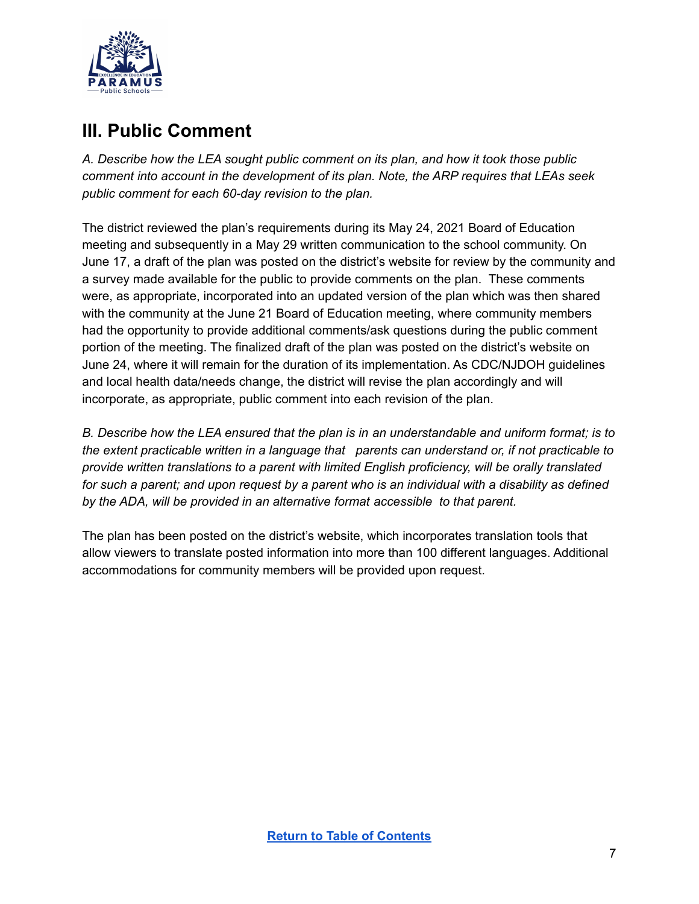## III. Public Comment

*A. Describe how the LEA sought public comment on its plan, and how it took those public comment into account in the development of its plan. Note, the ARP requires that LEAs seek public comment for each 60-day revision to the plan.*

The district reviewed the plan's requirements during its May 24, 2021 Board of Education meeting and subsequently in a May 29 written communication to the school community. On June 17, a draft of the plan was posted on the district's website for review by the community and a survey made available for the public to provide comments on the plan. These comments were, as appropriate, incorporated into an updated version of the plan which was then shared with the community at the June 21 Board of Education meeting, where community members had the opportunity to provide additional comments/ask questions during the public comment portion of the meeting. The finalized draft of the plan was posted on the district's website on June 24, where it will remain for the duration of its implementation. As CDC/NJDOH guidelines and local health data/needs change, the district will revise the plan accordingly and will incorporate, as appropriate, public comment into each revision of the plan.

*B. Describe how the LEA ensured that the plan is in an understandable and uniform format; is to the extent practicable written in a language that parents can understand or, if not practicable to provide written translations to a parent with limited English proficiency, will be orally translated for such a parent; and upon request by a parent who is an individual with a disability as defined by the ADA, will be provided in an alternative format accessible to that parent.*

The plan has been posted on the district's website, which incorporates translation tools that allow viewers to translate posted information into more than 100 different languages. Additional accommodations for community members will be provided upon request.

**Return to Table of Contents**